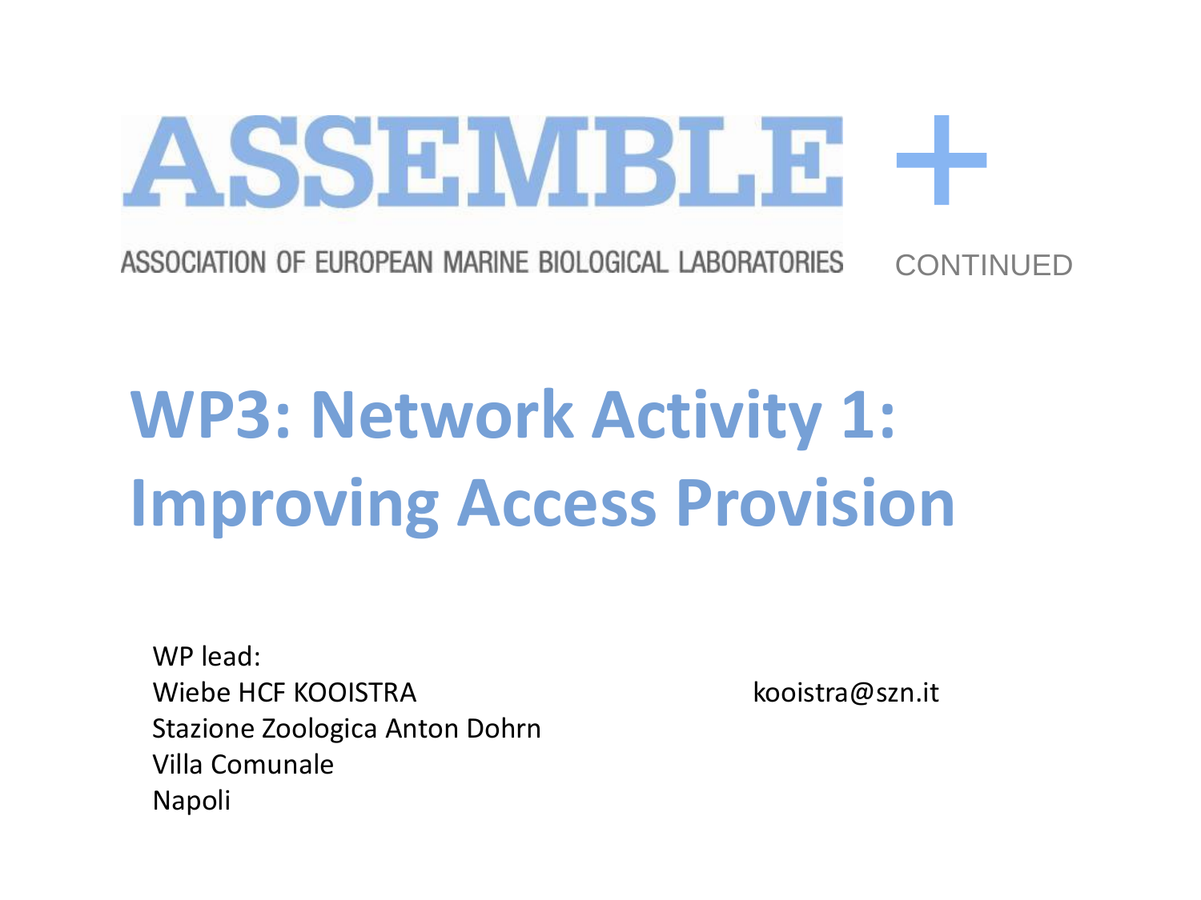# ASSEMBLE +

ASSOCIATION OF EUROPEAN MARINE BIOLOGICAL LABORATORIES CONTINUED

# WP3: Network Activity 1: Improving Access Provision

WP lead:
Wiebe HCF KOOISTRA
Stazione Zoologica Anton Dohrn
Villa Comunale
Napoli

kooistra@szn.it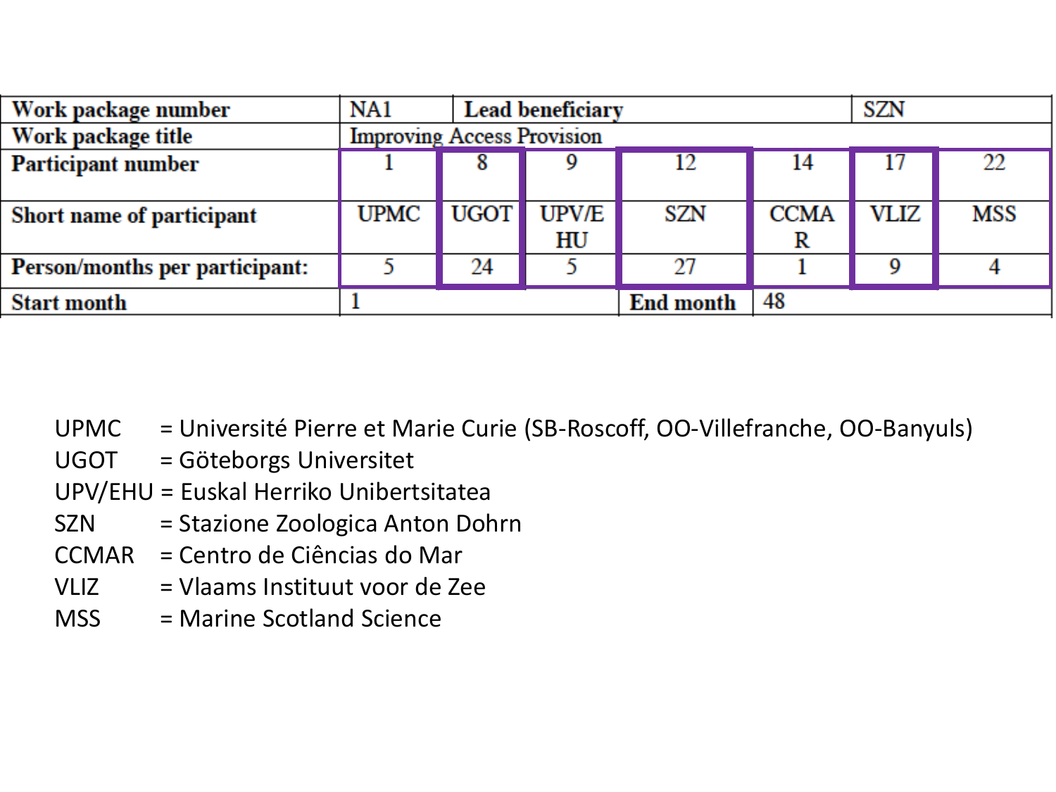| Work package number | NA1 | Lead beneficiary | | | | SZN | |
|---|---|---|---|---|---|---|---|
| Work package title | Improving Access Provision | | | | | | |
| Participant number | 1 | 8 | 9 | 12 | 14 | 17 | 22 |
| Short name of participant | UPMC | UGOT | UPV/EHU | SZN | CCMAR | VLIZ | MSS |
| Person/months per participant: | 5 | 24 | 5 | 27 | 1 | 9 | 4 |
| Start month | 1 | | | End month | 48 | | |

UPMC = Université Pierre et Marie Curie (SB-Roscoff, OO-Villefranche, OO-Banyuls)
UGOT = Göteborgs Universitet
UPV/EHU = Euskal Herriko Unibertsitatea
SZN = Stazione Zoologica Anton Dohrn
CCMAR = Centro de Ciências do Mar
VLIZ = Vlaams Instituut voor de Zee
MSS = Marine Scotland Science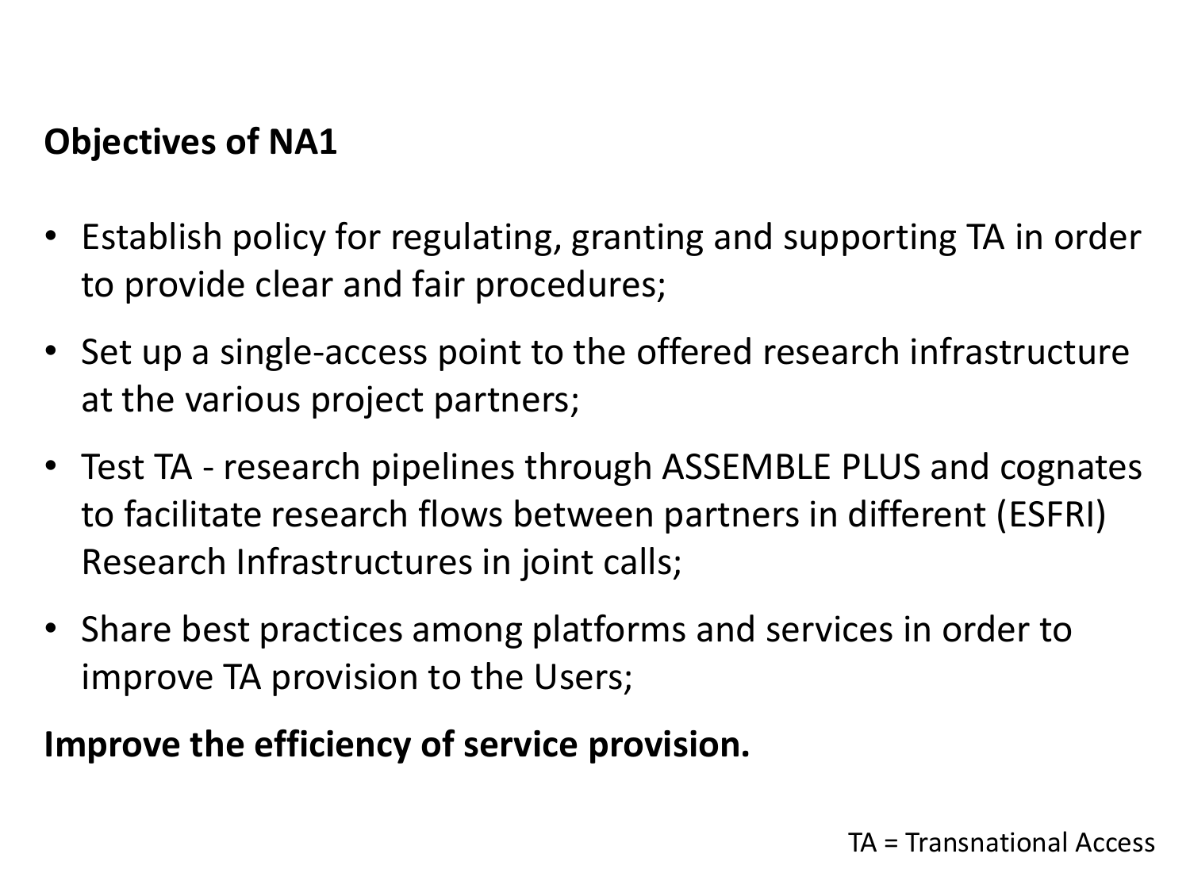**Objectives of NA1**

- Establish policy for regulating, granting and supporting TA in order to provide clear and fair procedures;
- Set up a single-access point to the offered research infrastructure at the various project partners;
- Test TA - research pipelines through ASSEMBLE PLUS and cognates to facilitate research flows between partners in different (ESFRI) Research Infrastructures in joint calls;
- Share best practices among platforms and services in order to improve TA provision to the Users;

**Improve the efficiency of service provision.**

TA = Transnational Access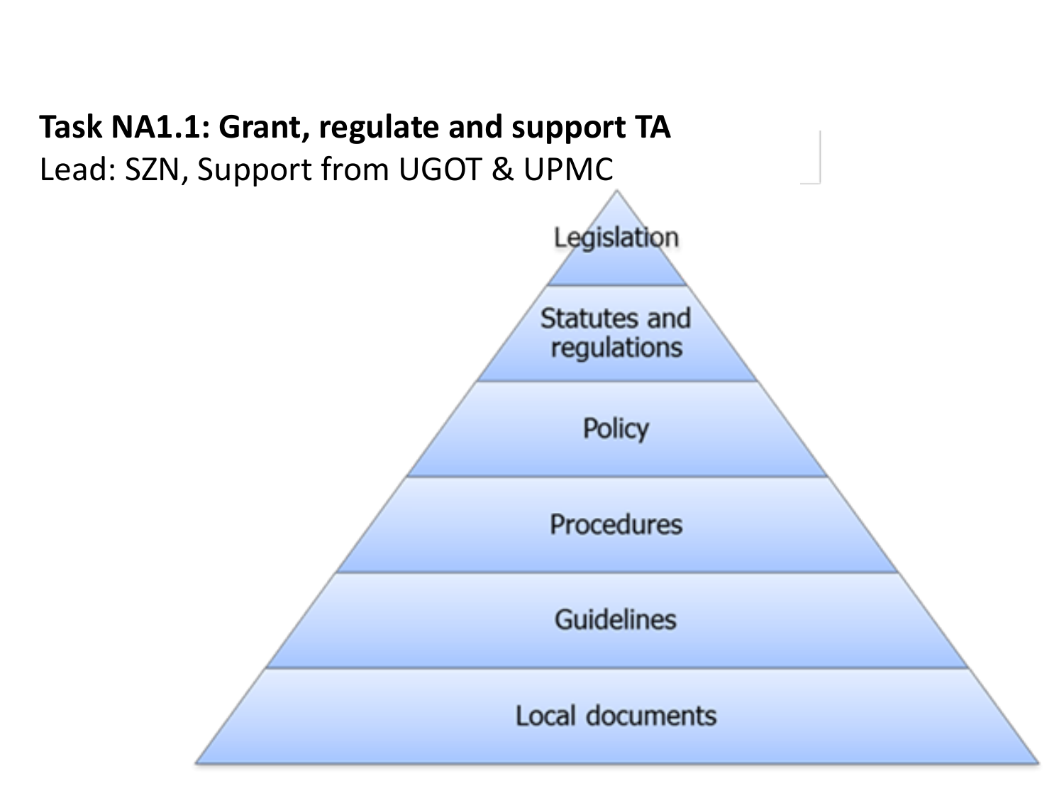**Task NA1.1: Grant, regulate and support TA**

Lead: SZN, Support from UGOT & UPMC

- Legislation
- Statutes and regulations
- Policy
- Procedures
- Guidelines
- Local documents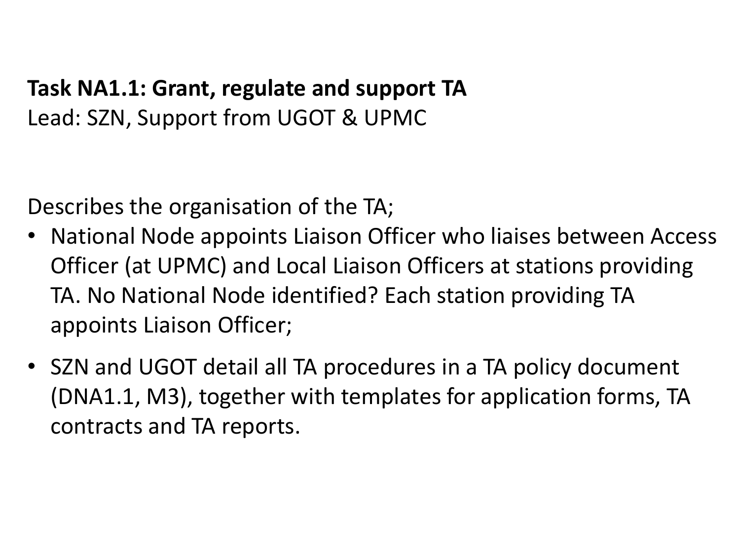**Task NA1.1: Grant, regulate and support TA**
Lead: SZN, Support from UGOT & UPMC

Describes the organisation of the TA;

- National Node appoints Liaison Officer who liaises between Access Officer (at UPMC) and Local Liaison Officers at stations providing TA. No National Node identified? Each station providing TA appoints Liaison Officer;
- SZN and UGOT detail all TA procedures in a TA policy document (DNA1.1, M3), together with templates for application forms, TA contracts and TA reports.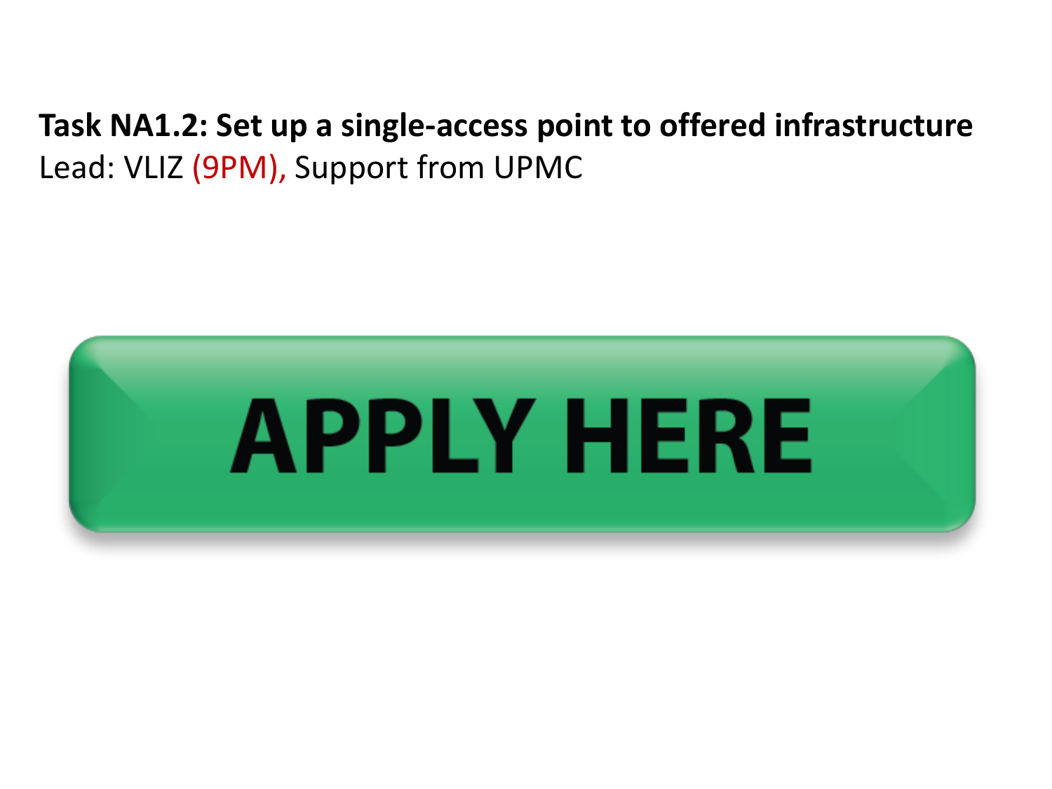**Task NA1.2: Set up a single-access point to offered infrastructure**

Lead: VLIZ (9PM), Support from UPMC

APPLY HERE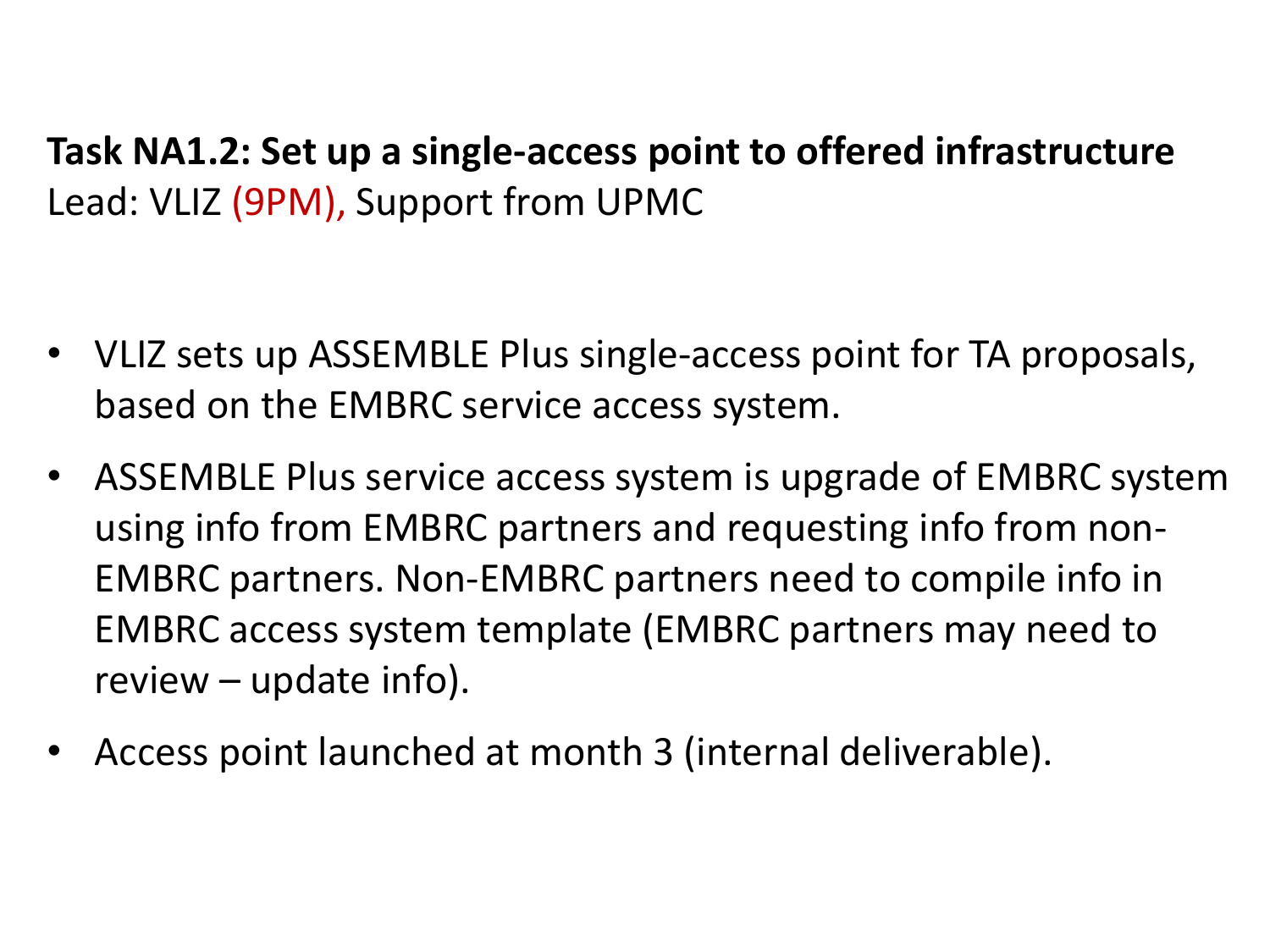**Task NA1.2: Set up a single-access point to offered infrastructure**
Lead: VLIZ (9PM), Support from UPMC

- VLIZ sets up ASSEMBLE Plus single-access point for TA proposals, based on the EMBRC service access system.
- ASSEMBLE Plus service access system is upgrade of EMBRC system using info from EMBRC partners and requesting info from non-EMBRC partners. Non-EMBRC partners need to compile info in EMBRC access system template (EMBRC partners may need to review – update info).
- Access point launched at month 3 (internal deliverable).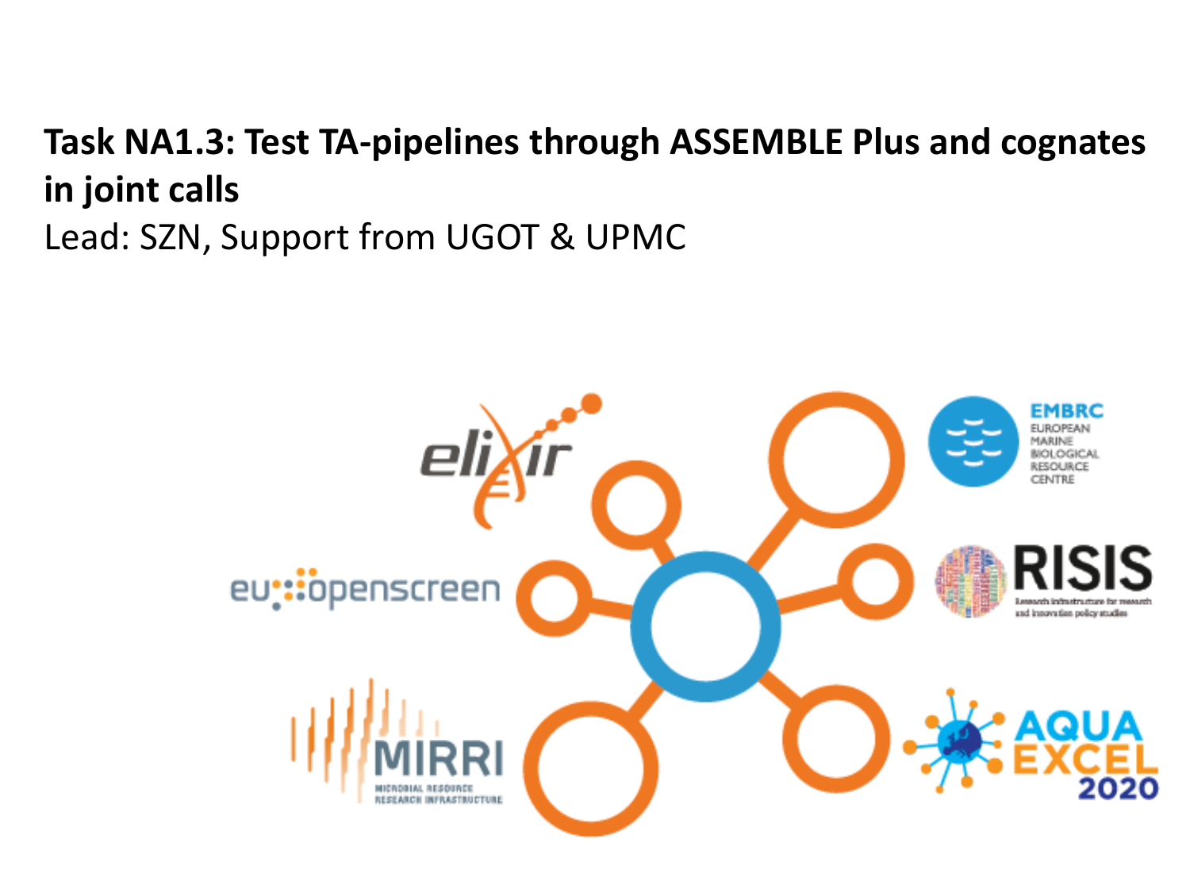**Task NA1.3: Test TA-pipelines through ASSEMBLE Plus and cognates in joint calls**

Lead: SZN, Support from UGOT & UPMC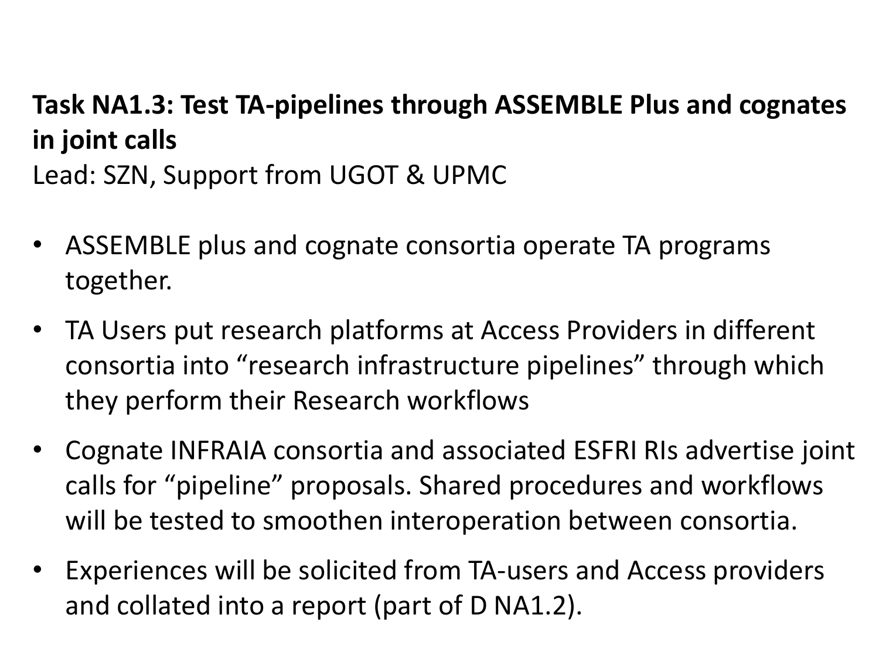**Task NA1.3: Test TA-pipelines through ASSEMBLE Plus and cognates in joint calls**

Lead: SZN, Support from UGOT & UPMC

- ASSEMBLE plus and cognate consortia operate TA programs together.
- TA Users put research platforms at Access Providers in different consortia into "research infrastructure pipelines" through which they perform their Research workflows
- Cognate INFRAIA consortia and associated ESFRI RIs advertise joint calls for "pipeline" proposals. Shared procedures and workflows will be tested to smoothen interoperation between consortia.
- Experiences will be solicited from TA-users and Access providers and collated into a report (part of D NA1.2).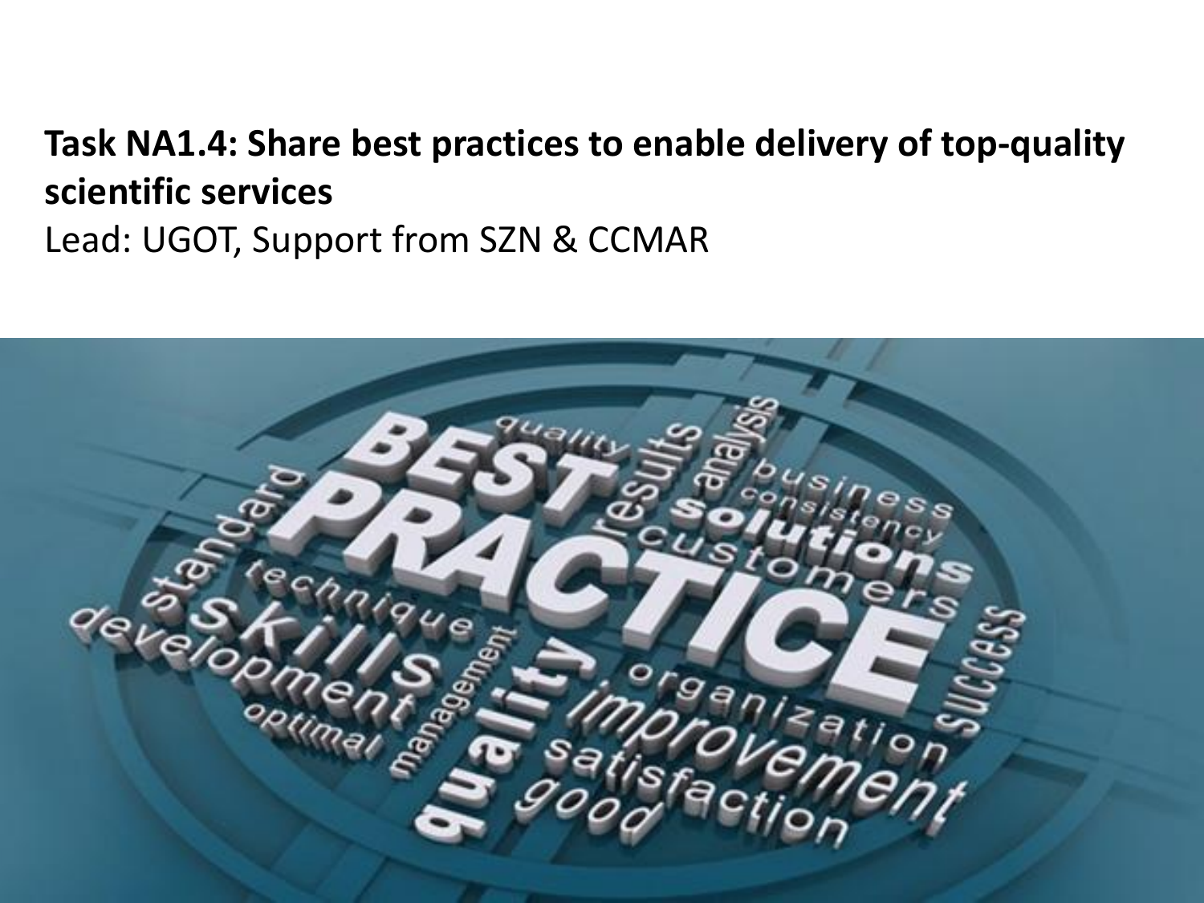**Task NA1.4: Share best practices to enable delivery of top-quality scientific services**

Lead: UGOT, Support from SZN & CCMAR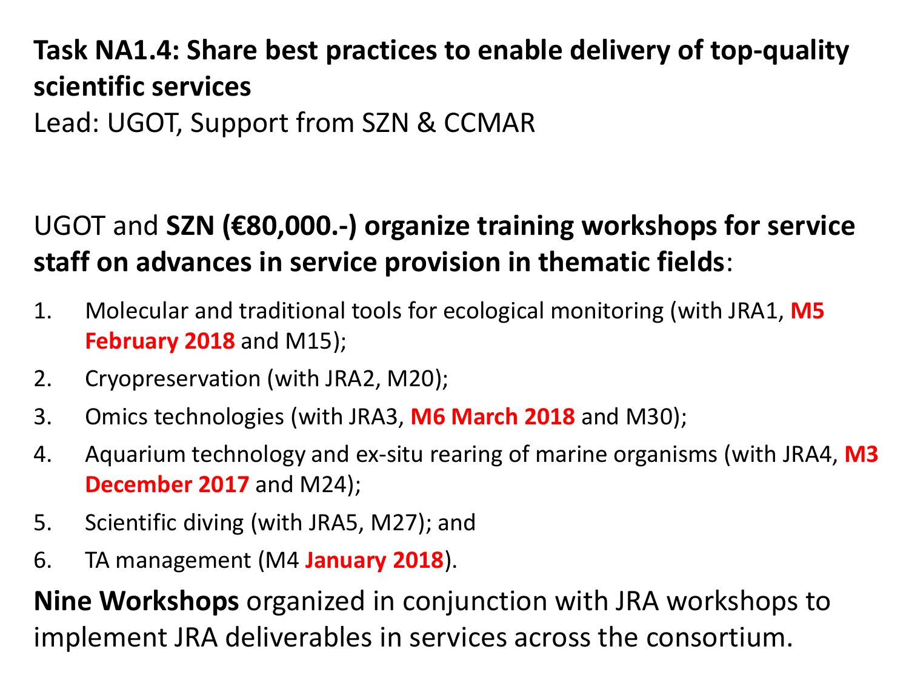**Task NA1.4: Share best practices to enable delivery of top-quality scientific services**

Lead: UGOT, Support from SZN & CCMAR

UGOT and **SZN (€80,000.-) organize training workshops for service staff on advances in service provision in thematic fields**:

1. Molecular and traditional tools for ecological monitoring (with JRA1, **M5 February 2018** and M15);
2. Cryopreservation (with JRA2, M20);
3. Omics technologies (with JRA3, **M6 March 2018** and M30);
4. Aquarium technology and ex-situ rearing of marine organisms (with JRA4, **M3 December 2017** and M24);
5. Scientific diving (with JRA5, M27); and
6. TA management (M4 **January 2018**).

**Nine Workshops** organized in conjunction with JRA workshops to implement JRA deliverables in services across the consortium.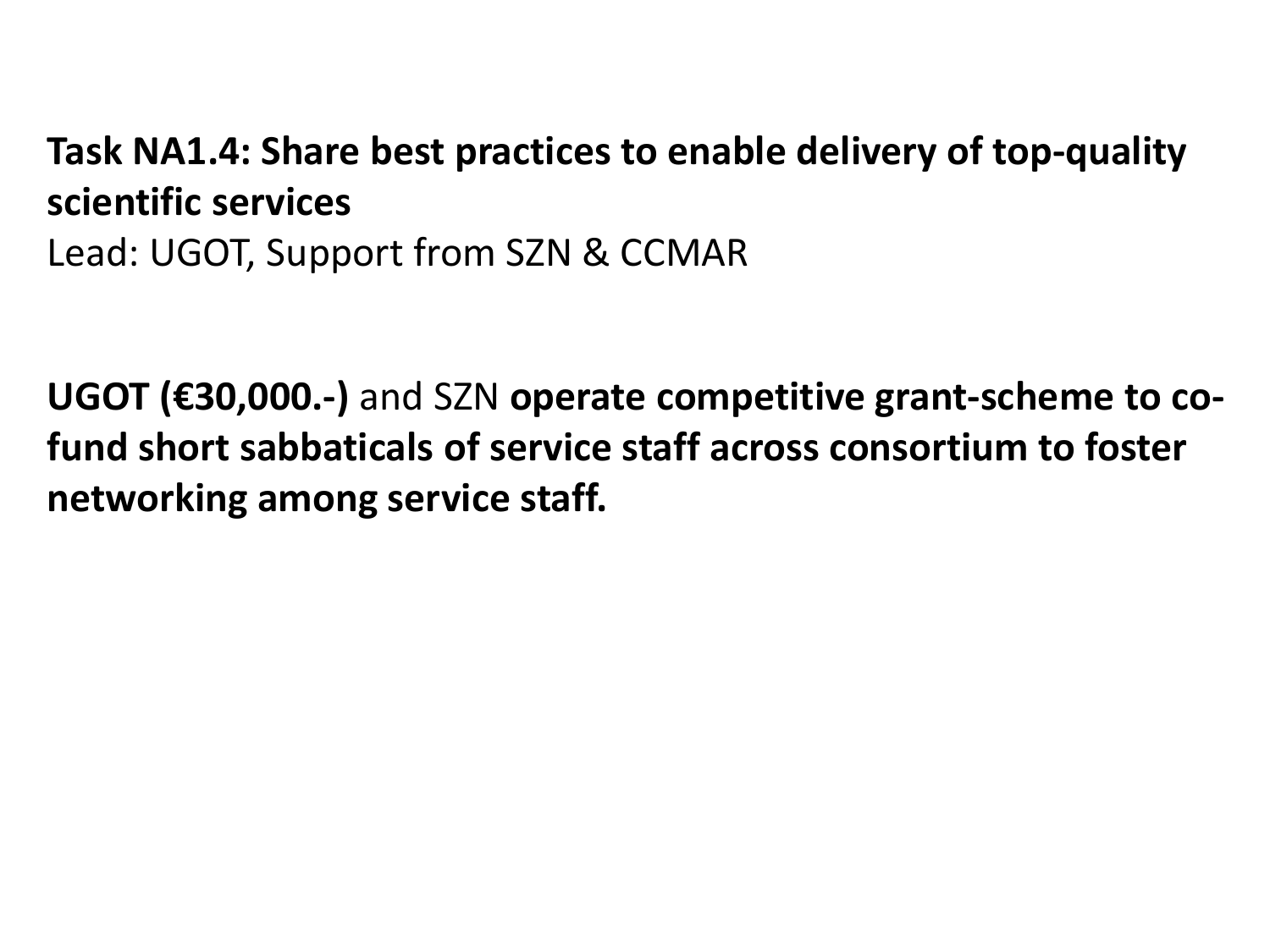**Task NA1.4: Share best practices to enable delivery of top-quality scientific services**
Lead: UGOT, Support from SZN & CCMAR

**UGOT (€30,000.-)** and SZN **operate competitive grant-scheme to co-fund short sabbaticals of service staff across consortium to foster networking among service staff.**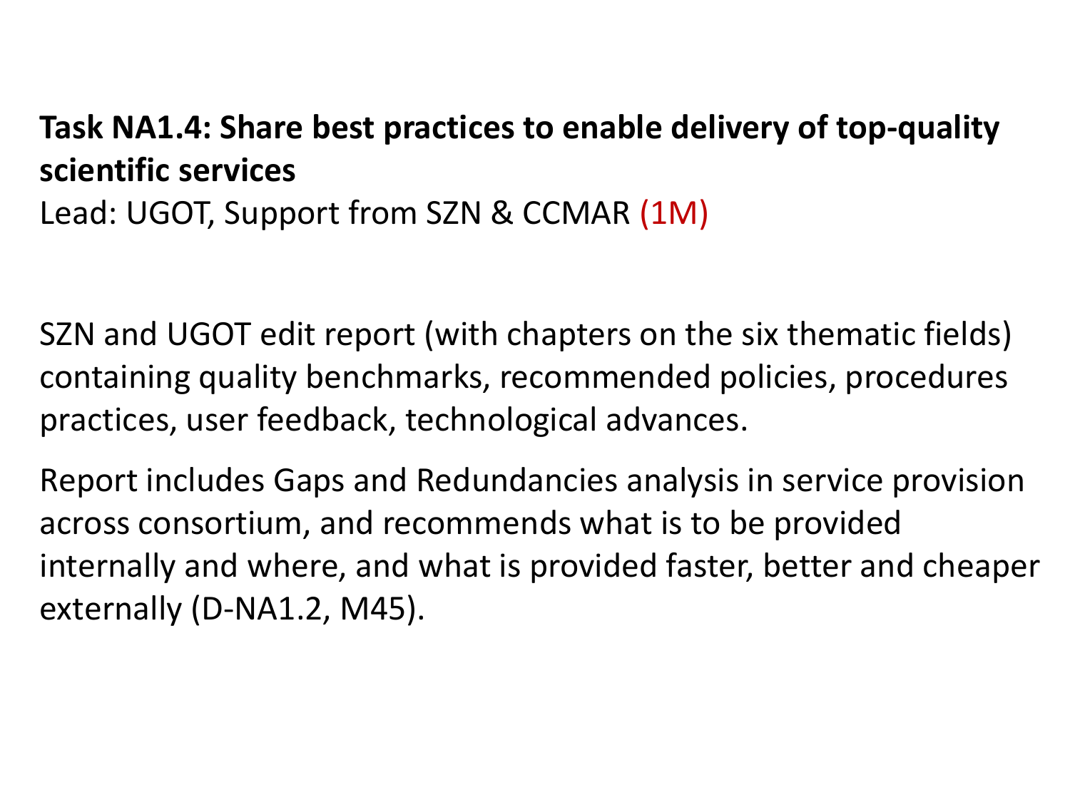**Task NA1.4: Share best practices to enable delivery of top-quality scientific services**

Lead: UGOT, Support from SZN & CCMAR (1M)

SZN and UGOT edit report (with chapters on the six thematic fields) containing quality benchmarks, recommended policies, procedures practices, user feedback, technological advances.

Report includes Gaps and Redundancies analysis in service provision across consortium, and recommends what is to be provided internally and where, and what is provided faster, better and cheaper externally (D-NA1.2, M45).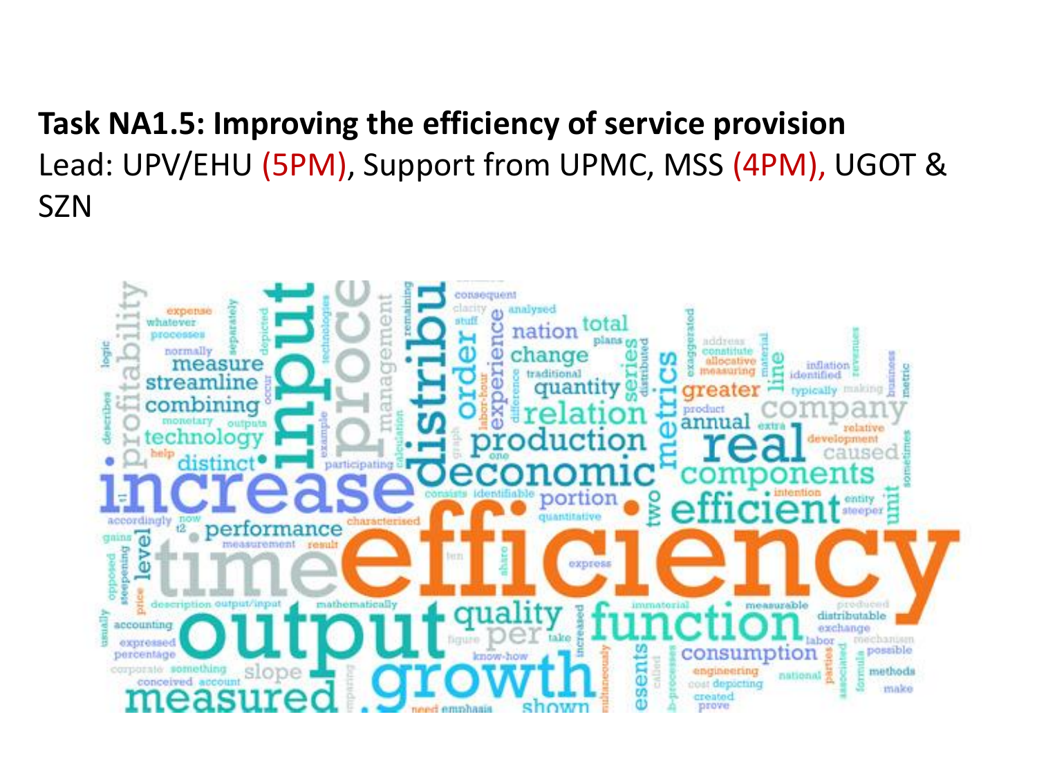**Task NA1.5: Improving the efficiency of service provision**
Lead: UPV/EHU (5PM), Support from UPMC, MSS (4PM), UGOT & SZN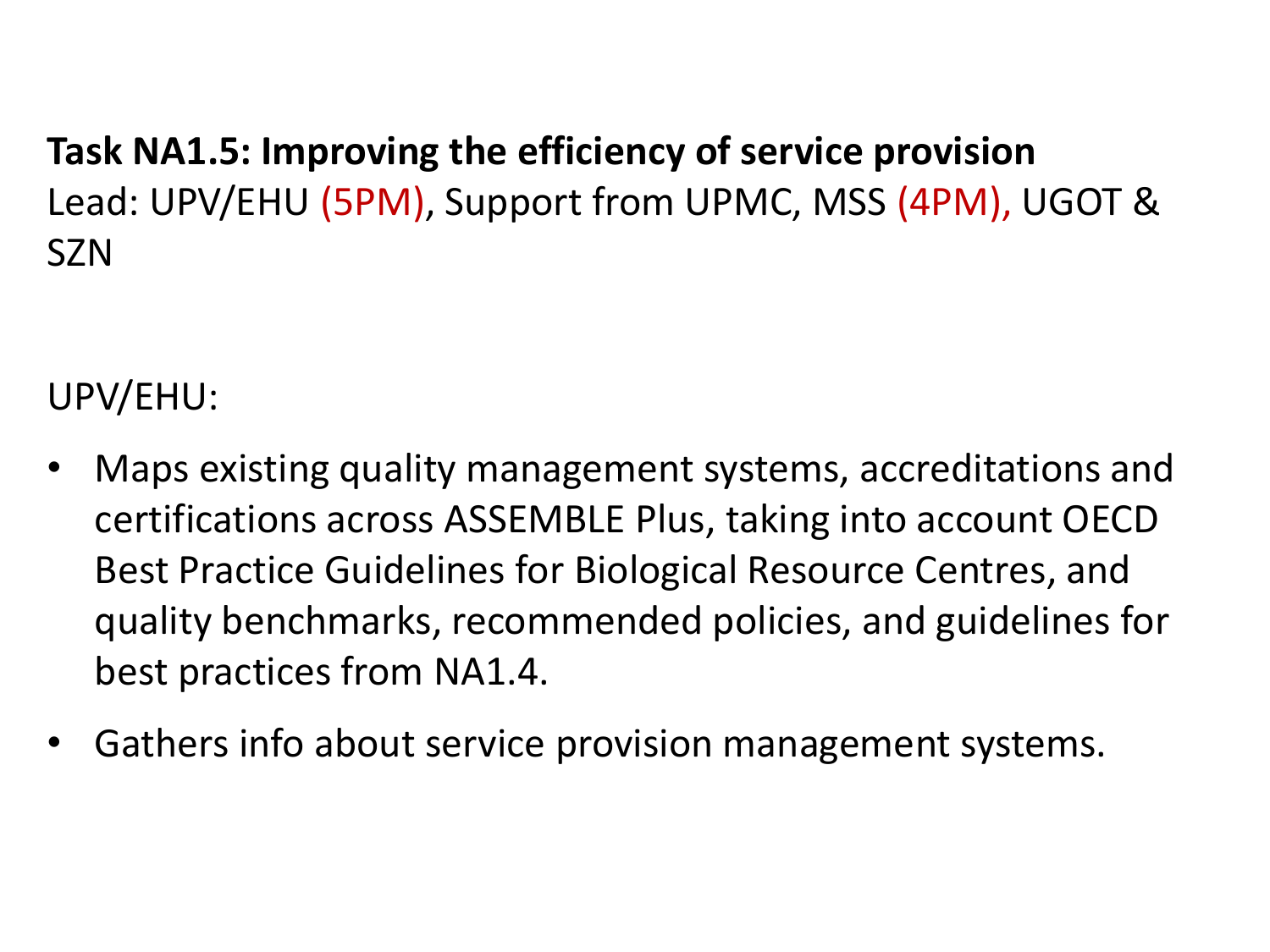**Task NA1.5: Improving the efficiency of service provision**
Lead: UPV/EHU (5PM), Support from UPMC, MSS (4PM), UGOT & SZN

UPV/EHU:

- Maps existing quality management systems, accreditations and certifications across ASSEMBLE Plus, taking into account OECD Best Practice Guidelines for Biological Resource Centres, and quality benchmarks, recommended policies, and guidelines for best practices from NA1.4.
- Gathers info about service provision management systems.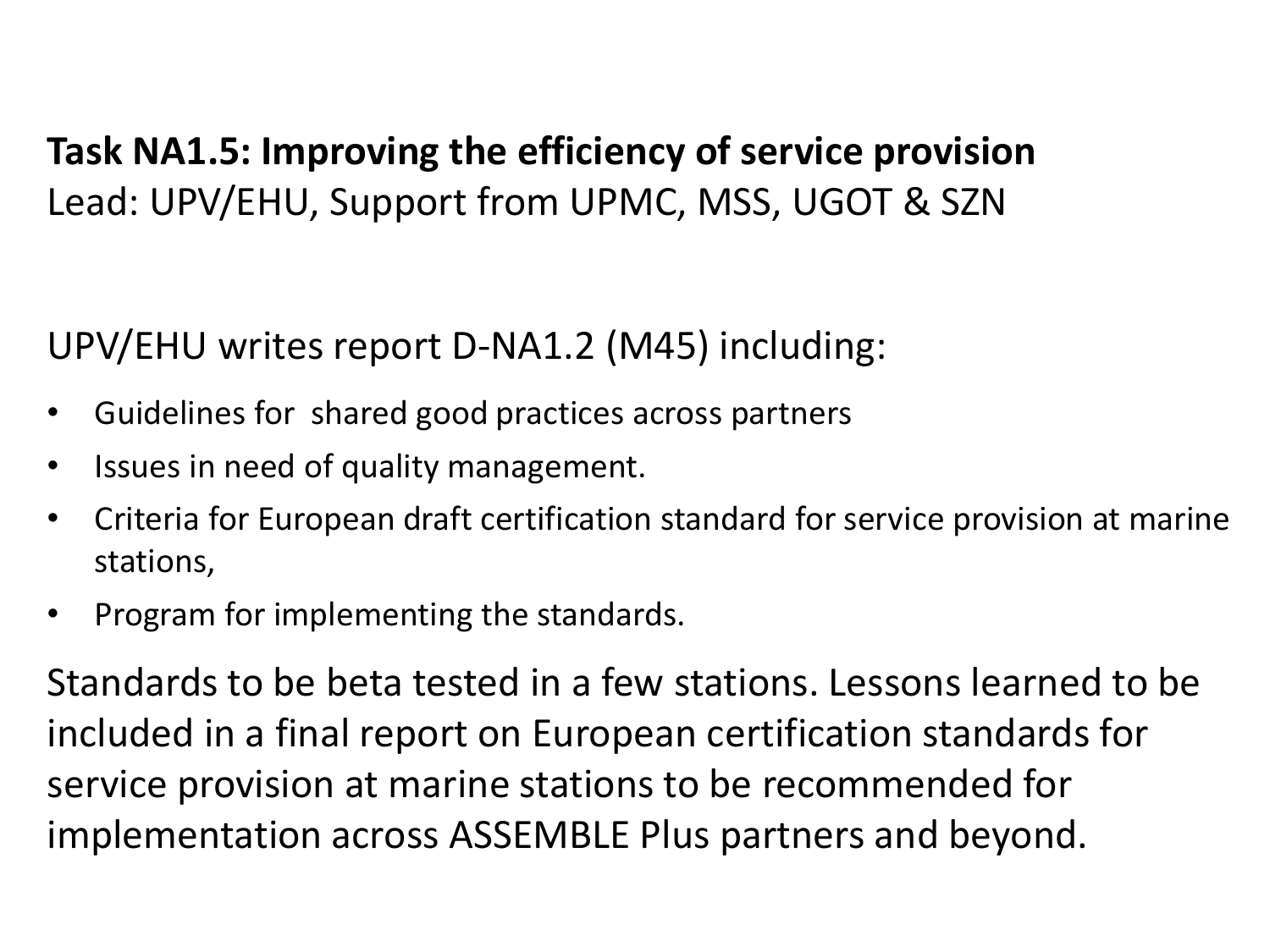**Task NA1.5: Improving the efficiency of service provision**
Lead: UPV/EHU, Support from UPMC, MSS, UGOT & SZN

UPV/EHU writes report D-NA1.2 (M45) including:

- Guidelines for shared good practices across partners
- Issues in need of quality management.
- Criteria for European draft certification standard for service provision at marine stations,
- Program for implementing the standards.

Standards to be beta tested in a few stations. Lessons learned to be included in a final report on European certification standards for service provision at marine stations to be recommended for implementation across ASSEMBLE Plus partners and beyond.